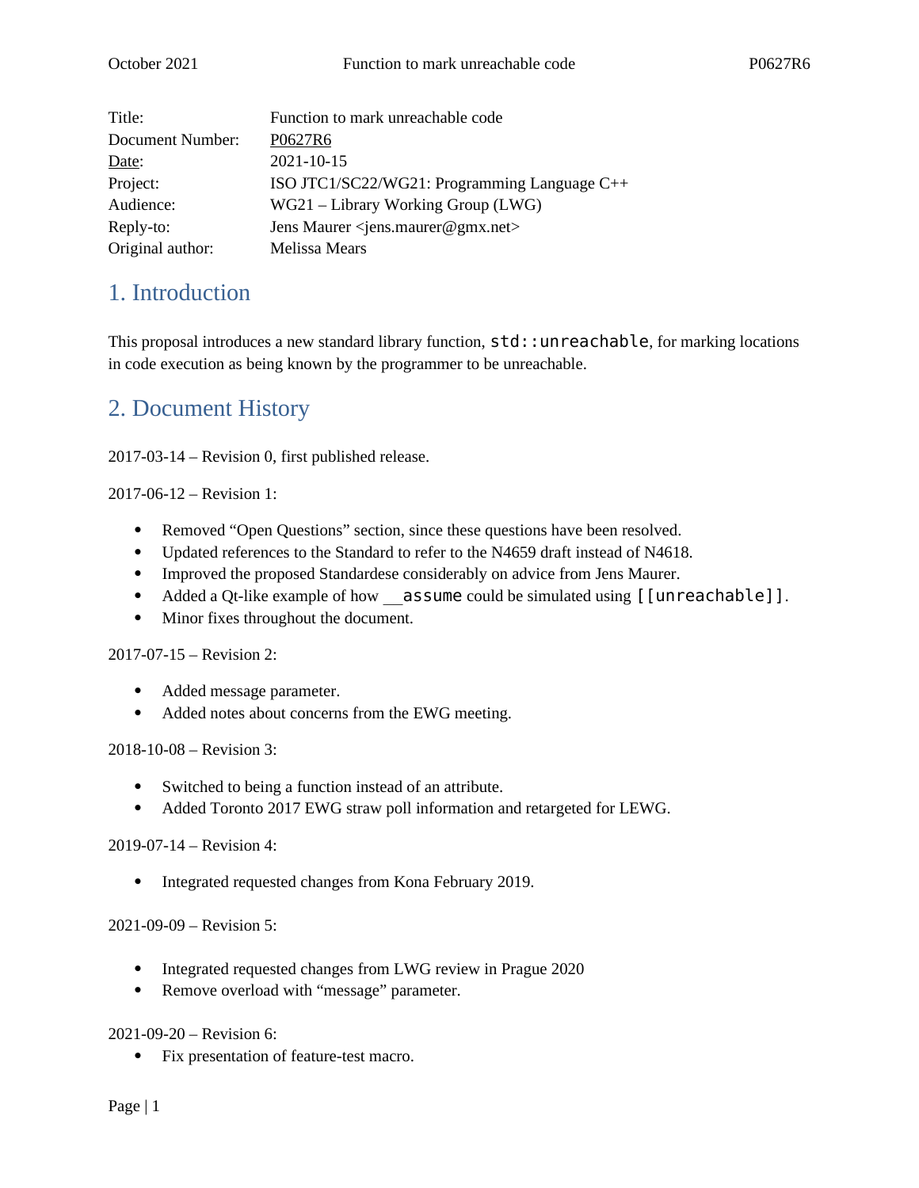| | |
|---|---|
| Title: | Function to mark unreachable code |
| Document Number: | P0627R6 |
| Date: | 2021-10-15 |
| Project: | ISO JTC1/SC22/WG21: Programming Language C++ |
| Audience: | WG21 – Library Working Group (LWG) |
| Reply-to: | Jens Maurer <jens.maurer@gmx.net> |
| Original author: | Melissa Mears |

## 1. Introduction

This proposal introduces a new standard library function, `std::unreachable`, for marking locations in code execution as being known by the programmer to be unreachable.

## 2. Document History

2017-03-14 – Revision 0, first published release.

2017-06-12 – Revision 1:

- Removed "Open Questions" section, since these questions have been resolved.
- Updated references to the Standard to refer to the N4659 draft instead of N4618.
- Improved the proposed Standardese considerably on advice from Jens Maurer.
- Added a Qt-like example of how `__assume` could be simulated using `[[unreachable]]`.
- Minor fixes throughout the document.

2017-07-15 – Revision 2:

- Added message parameter.
- Added notes about concerns from the EWG meeting.

2018-10-08 – Revision 3:

- Switched to being a function instead of an attribute.
- Added Toronto 2017 EWG straw poll information and retargeted for LEWG.

2019-07-14 – Revision 4:

- Integrated requested changes from Kona February 2019.

2021-09-09 – Revision 5:

- Integrated requested changes from LWG review in Prague 2020
- Remove overload with "message" parameter.

2021-09-20 – Revision 6:

- Fix presentation of feature-test macro.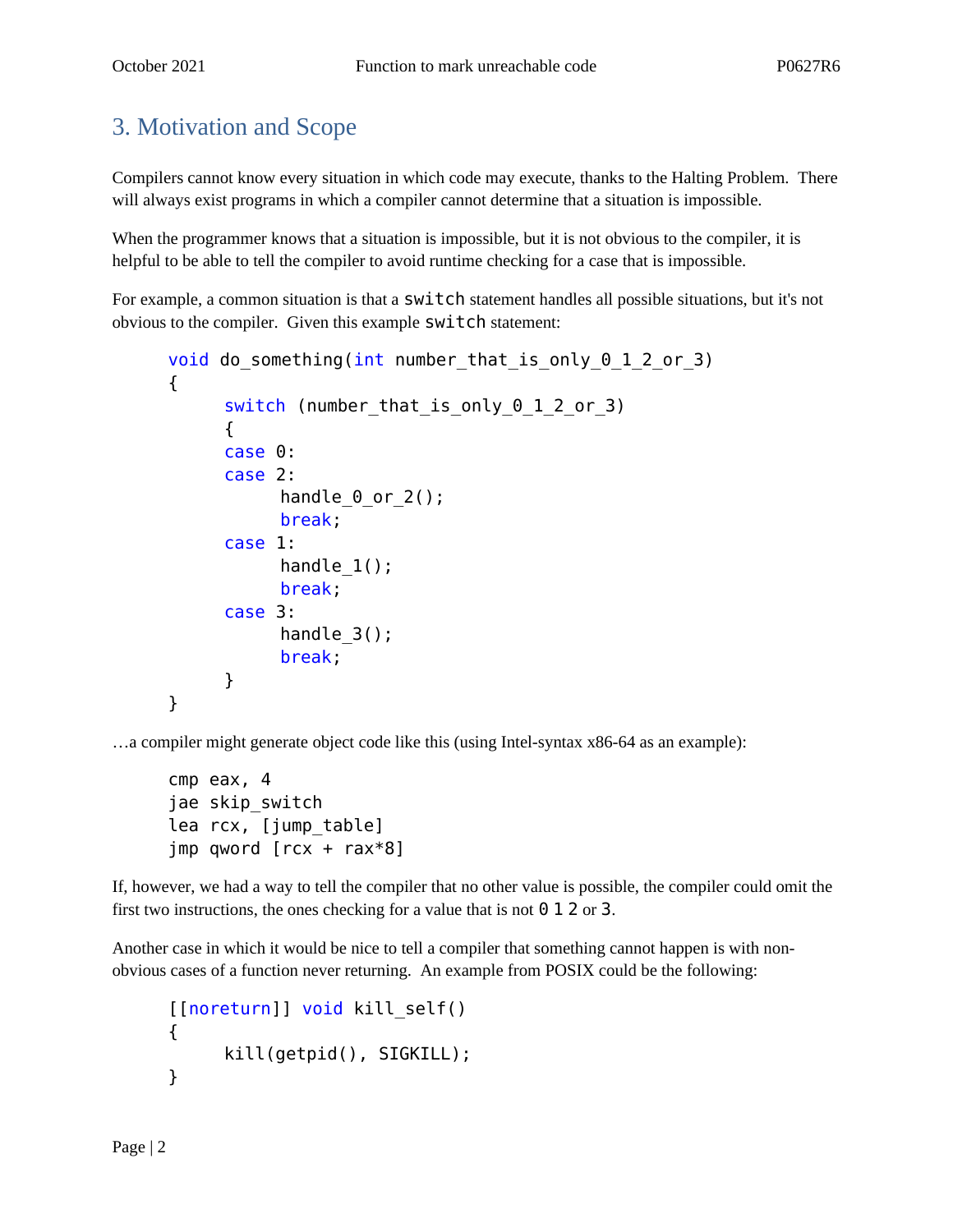## 3. Motivation and Scope

Compilers cannot know every situation in which code may execute, thanks to the Halting Problem. There will always exist programs in which a compiler cannot determine that a situation is impossible.

When the programmer knows that a situation is impossible, but it is not obvious to the compiler, it is helpful to be able to tell the compiler to avoid runtime checking for a case that is impossible.

For example, a common situation is that a `switch` statement handles all possible situations, but it's not obvious to the compiler. Given this example `switch` statement:

```
void do_something(int number_that_is_only_0_1_2_or_3)
{
	switch (number_that_is_only_0_1_2_or_3)
	{
	case 0:
	case 2:
		handle_0_or_2();
		break;
	case 1:
		handle_1();
		break;
	case 3:
		handle_3();
		break;
	}
}
```

…a compiler might generate object code like this (using Intel-syntax x86-64 as an example):

```
cmp eax, 4
jae skip_switch
lea rcx, [jump_table]
jmp qword [rcx + rax*8]
```

If, however, we had a way to tell the compiler that no other value is possible, the compiler could omit the first two instructions, the ones checking for a value that is not `0 1 2` or `3`.

Another case in which it would be nice to tell a compiler that something cannot happen is with non-obvious cases of a function never returning. An example from POSIX could be the following:

```
[[noreturn]] void kill_self()
{
	kill(getpid(), SIGKILL);
}
```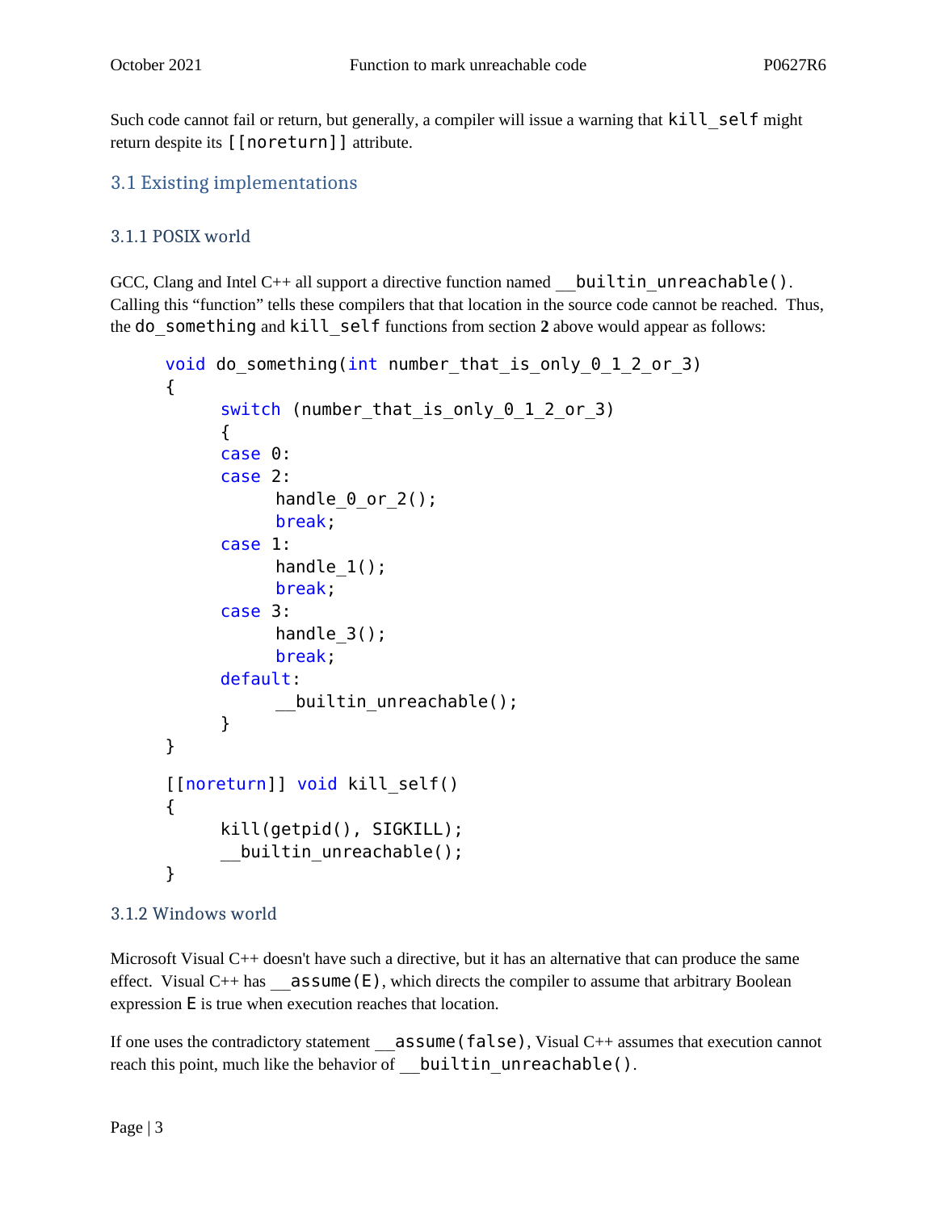Such code cannot fail or return, but generally, a compiler will issue a warning that `kill_self` might return despite its `[[noreturn]]` attribute.

## 3.1 Existing implementations

### 3.1.1 POSIX world

GCC, Clang and Intel C++ all support a directive function named `__builtin_unreachable()`. Calling this "function" tells these compilers that that location in the source code cannot be reached. Thus, the `do_something` and `kill_self` functions from section **2** above would appear as follows:

```
void do_something(int number_that_is_only_0_1_2_or_3)
{
	switch (number_that_is_only_0_1_2_or_3)
	{
	case 0:
	case 2:
		handle_0_or_2();
		break;
	case 1:
		handle_1();
		break;
	case 3:
		handle_3();
		break;
	default:
		__builtin_unreachable();
	}
}

[[noreturn]] void kill_self()
{
	kill(getpid(), SIGKILL);
	__builtin_unreachable();
}
```

### 3.1.2 Windows world

Microsoft Visual C++ doesn't have such a directive, but it has an alternative that can produce the same effect. Visual C++ has `__assume(E)`, which directs the compiler to assume that arbitrary Boolean expression `E` is true when execution reaches that location.

If one uses the contradictory statement `__assume(false)`, Visual C++ assumes that execution cannot reach this point, much like the behavior of `__builtin_unreachable()`.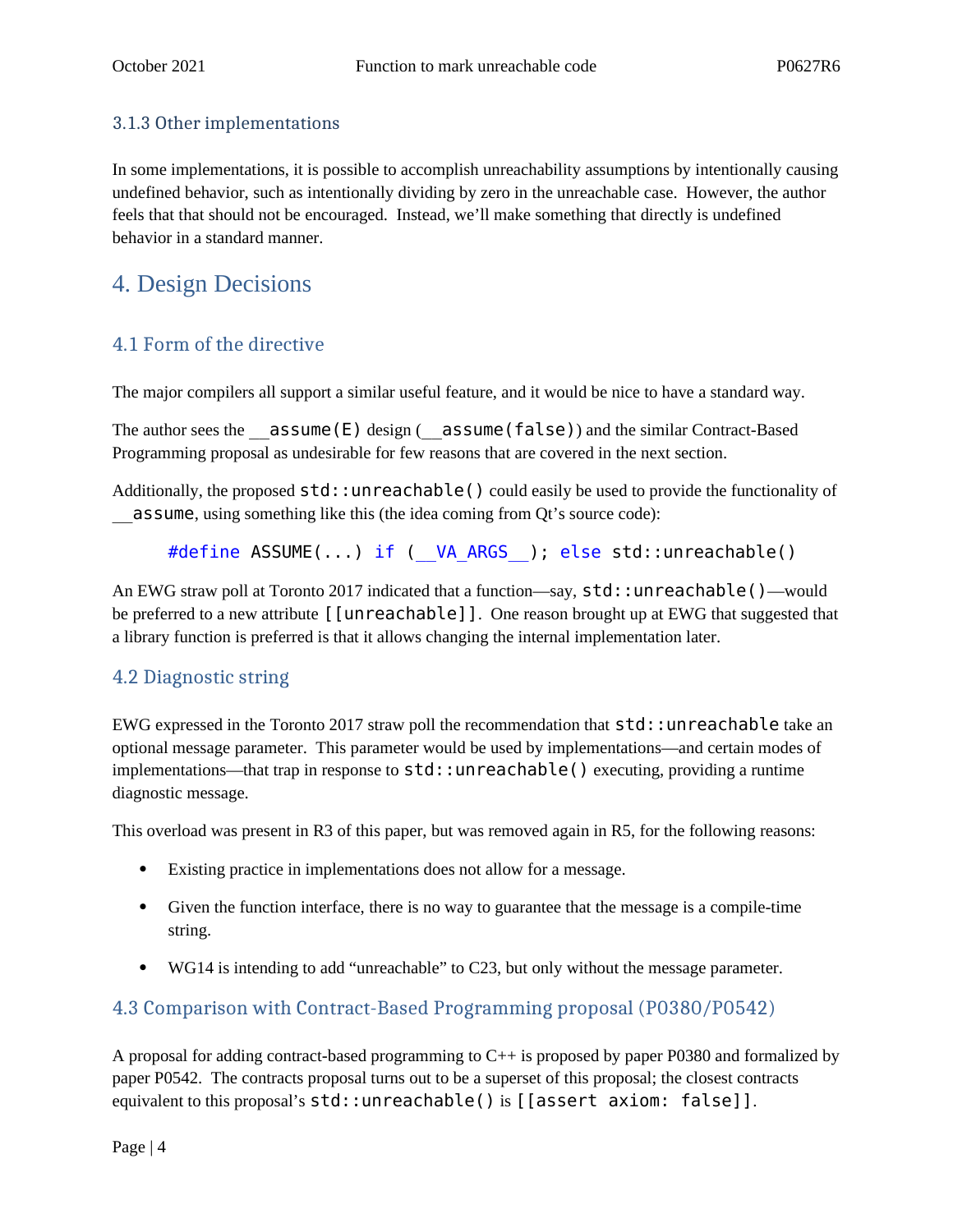### 3.1.3 Other implementations

In some implementations, it is possible to accomplish unreachability assumptions by intentionally causing undefined behavior, such as intentionally dividing by zero in the unreachable case. However, the author feels that that should not be encouraged. Instead, we'll make something that directly is undefined behavior in a standard manner.

# 4. Design Decisions

## 4.1 Form of the directive

The major compilers all support a similar useful feature, and it would be nice to have a standard way.

The author sees the `__assume(E)` design (`__assume(false)`) and the similar Contract-Based Programming proposal as undesirable for few reasons that are covered in the next section.

Additionally, the proposed `std::unreachable()` could easily be used to provide the functionality of `__assume`, using something like this (the idea coming from Qt's source code):

```
#define ASSUME(...) if (__VA_ARGS__); else std::unreachable()
```

An EWG straw poll at Toronto 2017 indicated that a function—say, `std::unreachable()`—would be preferred to a new attribute `[[unreachable]]`. One reason brought up at EWG that suggested that a library function is preferred is that it allows changing the internal implementation later.

## 4.2 Diagnostic string

EWG expressed in the Toronto 2017 straw poll the recommendation that `std::unreachable` take an optional message parameter. This parameter would be used by implementations—and certain modes of implementations—that trap in response to `std::unreachable()` executing, providing a runtime diagnostic message.

This overload was present in R3 of this paper, but was removed again in R5, for the following reasons:

- Existing practice in implementations does not allow for a message.
- Given the function interface, there is no way to guarantee that the message is a compile-time string.
- WG14 is intending to add "unreachable" to C23, but only without the message parameter.

## 4.3 Comparison with Contract-Based Programming proposal (P0380/P0542)

A proposal for adding contract-based programming to C++ is proposed by paper P0380 and formalized by paper P0542. The contracts proposal turns out to be a superset of this proposal; the closest contracts equivalent to this proposal's `std::unreachable()` is `[[assert axiom: false]]`.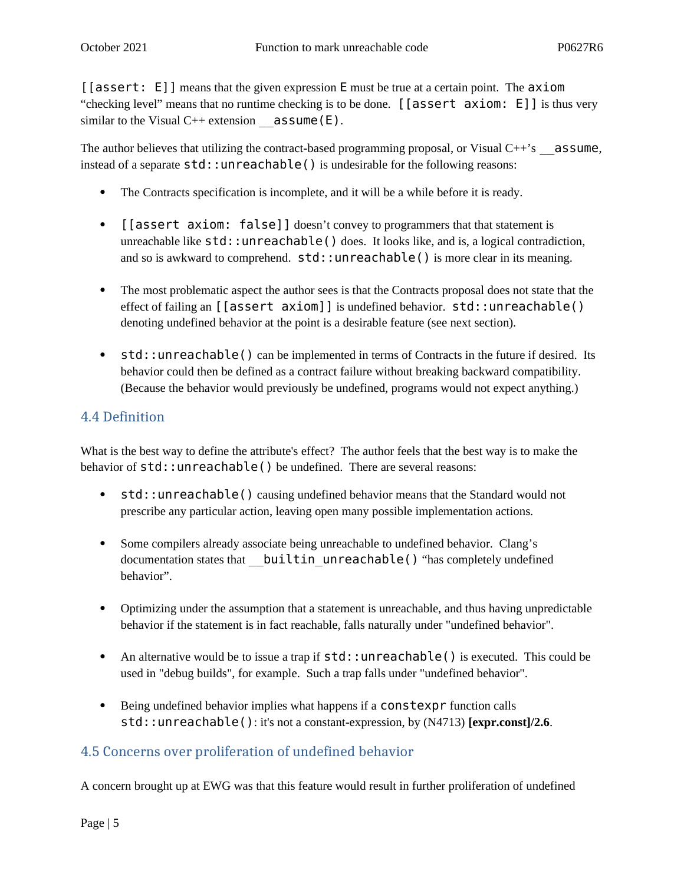`[[assert: E]]` means that the given expression `E` must be true at a certain point. The `axiom` "checking level" means that no runtime checking is to be done. `[[assert axiom: E]]` is thus very similar to the Visual C++ extension `__assume(E)`.

The author believes that utilizing the contract-based programming proposal, or Visual C++'s `__assume`, instead of a separate `std::unreachable()` is undesirable for the following reasons:

- The Contracts specification is incomplete, and it will be a while before it is ready.
- `[[assert axiom: false]]` doesn't convey to programmers that that statement is unreachable like `std::unreachable()` does. It looks like, and is, a logical contradiction, and so is awkward to comprehend. `std::unreachable()` is more clear in its meaning.
- The most problematic aspect the author sees is that the Contracts proposal does not state that the effect of failing an `[[assert axiom]]` is undefined behavior. `std::unreachable()` denoting undefined behavior at the point is a desirable feature (see next section).
- `std::unreachable()` can be implemented in terms of Contracts in the future if desired. Its behavior could then be defined as a contract failure without breaking backward compatibility. (Because the behavior would previously be undefined, programs would not expect anything.)

## 4.4 Definition

What is the best way to define the attribute's effect? The author feels that the best way is to make the behavior of `std::unreachable()` be undefined. There are several reasons:

- `std::unreachable()` causing undefined behavior means that the Standard would not prescribe any particular action, leaving open many possible implementation actions.
- Some compilers already associate being unreachable to undefined behavior. Clang's documentation states that `__builtin_unreachable()` "has completely undefined behavior".
- Optimizing under the assumption that a statement is unreachable, and thus having unpredictable behavior if the statement is in fact reachable, falls naturally under "undefined behavior".
- An alternative would be to issue a trap if `std::unreachable()` is executed. This could be used in "debug builds", for example. Such a trap falls under "undefined behavior".
- Being undefined behavior implies what happens if a `constexpr` function calls `std::unreachable()`: it's not a constant-expression, by (N4713) **[expr.const]/2.6**.

## 4.5 Concerns over proliferation of undefined behavior

A concern brought up at EWG was that this feature would result in further proliferation of undefined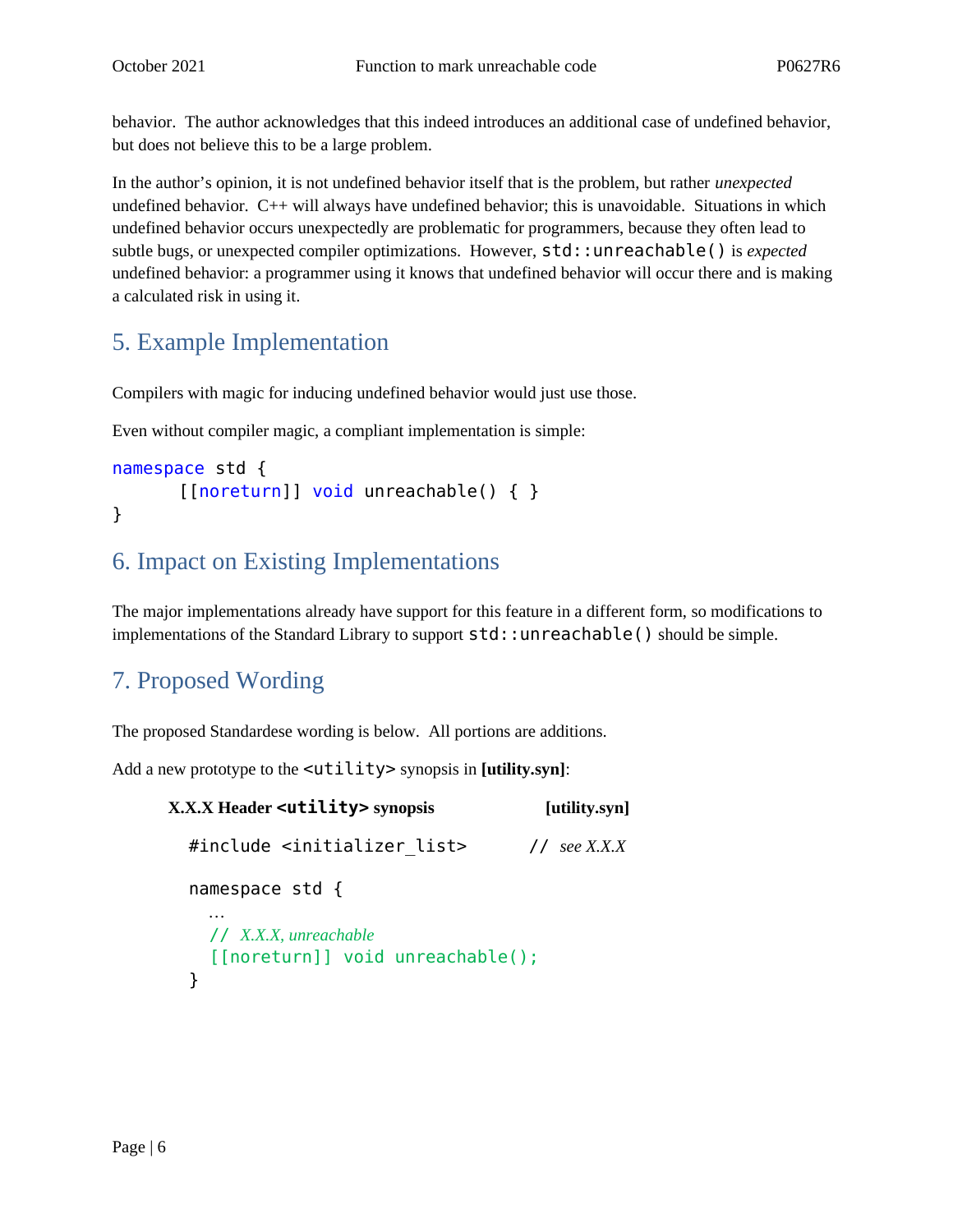behavior. The author acknowledges that this indeed introduces an additional case of undefined behavior, but does not believe this to be a large problem.

In the author's opinion, it is not undefined behavior itself that is the problem, but rather *unexpected* undefined behavior. C++ will always have undefined behavior; this is unavoidable. Situations in which undefined behavior occurs unexpectedly are problematic for programmers, because they often lead to subtle bugs, or unexpected compiler optimizations. However, `std::unreachable()` is *expected* undefined behavior: a programmer using it knows that undefined behavior will occur there and is making a calculated risk in using it.

## 5. Example Implementation

Compilers with magic for inducing undefined behavior would just use those.

Even without compiler magic, a compliant implementation is simple:

```
namespace std {
      [[noreturn]] void unreachable() { }
}
```

## 6. Impact on Existing Implementations

The major implementations already have support for this feature in a different form, so modifications to implementations of the Standard Library to support `std::unreachable()` should be simple.

## 7. Proposed Wording

The proposed Standardese wording is below. All portions are additions.

Add a new prototype to the `<utility>` synopsis in **[utility.syn]**:

**X.X.X Header `<utility>` synopsis** **[utility.syn]**

```
#include <initializer_list>      // see X.X.X

namespace std {
  …
  // X.X.X, unreachable
  [[noreturn]] void unreachable();
}
```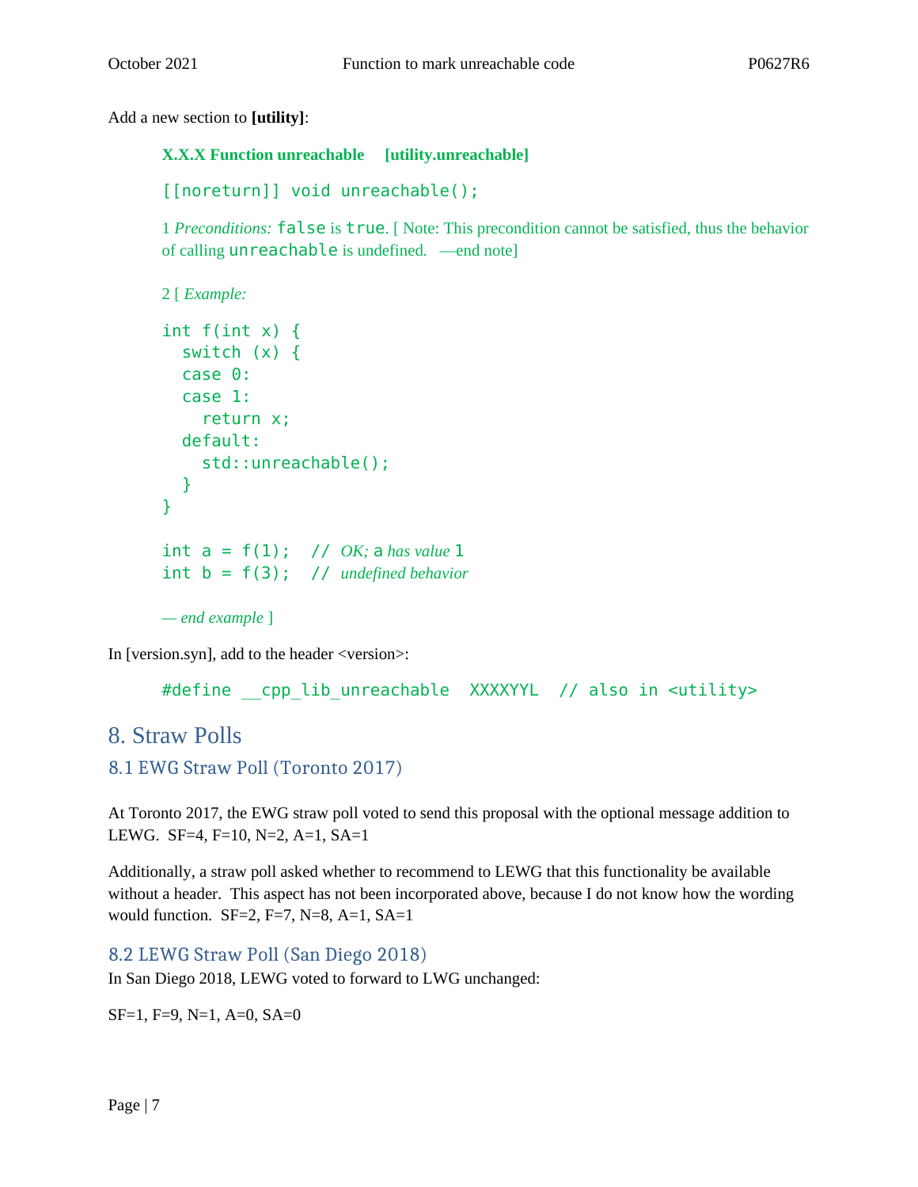Add a new section to **[utility]**:

**X.X.X Function unreachable [utility.unreachable]**

```
[[noreturn]] void unreachable();
```

1 *Preconditions:* `false` is `true`. [ Note: This precondition cannot be satisfied, thus the behavior of calling `unreachable` is undefined. —end note]

2 [ *Example:*

```
int f(int x) {
  switch (x) {
  case 0:
  case 1:
    return x;
  default:
    std::unreachable();
  }
}

int a = f(1);  // OK; a has value 1
int b = f(3);  // undefined behavior
```

*— end example* ]

In [version.syn], add to the header <version>:

```
#define __cpp_lib_unreachable  XXXXYYL  // also in <utility>
```

# 8. Straw Polls

## 8.1 EWG Straw Poll (Toronto 2017)

At Toronto 2017, the EWG straw poll voted to send this proposal with the optional message addition to LEWG. SF=4, F=10, N=2, A=1, SA=1

Additionally, a straw poll asked whether to recommend to LEWG that this functionality be available without a header. This aspect has not been incorporated above, because I do not know how the wording would function. SF=2, F=7, N=8, A=1, SA=1

## 8.2 LEWG Straw Poll (San Diego 2018)

In San Diego 2018, LEWG voted to forward to LWG unchanged:

SF=1, F=9, N=1, A=0, SA=0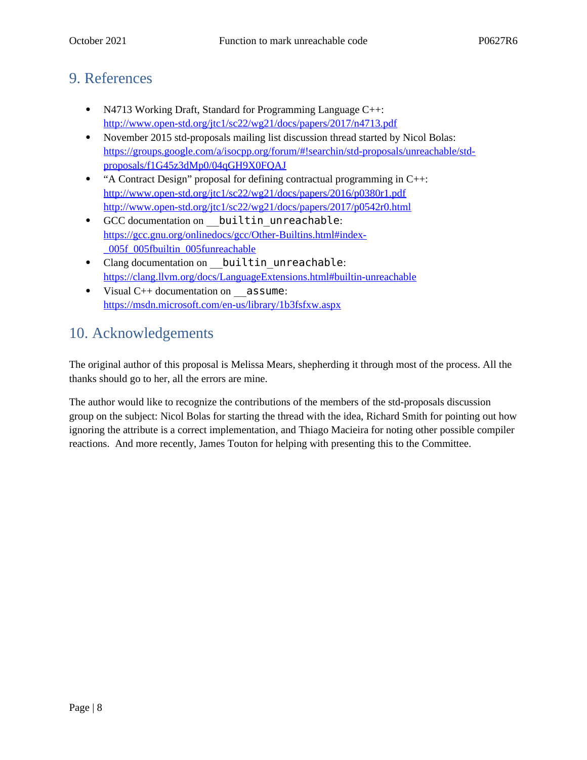## 9. References

- N4713 Working Draft, Standard for Programming Language C++: [http://www.open-std.org/jtc1/sc22/wg21/docs/papers/2017/n4713.pdf](http://www.open-std.org/jtc1/sc22/wg21/docs/papers/2017/n4713.pdf)
- November 2015 std-proposals mailing list discussion thread started by Nicol Bolas: [https://groups.google.com/a/isocpp.org/forum/#!searchin/std-proposals/unreachable/std-proposals/f1G45z3dMp0/04qGH9X0FQAJ](https://groups.google.com/a/isocpp.org/forum/#!searchin/std-proposals/unreachable/std-proposals/f1G45z3dMp0/04qGH9X0FQAJ)
- “A Contract Design” proposal for defining contractual programming in C++: [http://www.open-std.org/jtc1/sc22/wg21/docs/papers/2016/p0380r1.pdf](http://www.open-std.org/jtc1/sc22/wg21/docs/papers/2016/p0380r1.pdf) [http://www.open-std.org/jtc1/sc22/wg21/docs/papers/2017/p0542r0.html](http://www.open-std.org/jtc1/sc22/wg21/docs/papers/2017/p0542r0.html)
- GCC documentation on `__builtin_unreachable`: [https://gcc.gnu.org/onlinedocs/gcc/Other-Builtins.html#index-_005f_005fbuiltin_005funreachable](https://gcc.gnu.org/onlinedocs/gcc/Other-Builtins.html#index-_005f_005fbuiltin_005funreachable)
- Clang documentation on `__builtin_unreachable`: [https://clang.llvm.org/docs/LanguageExtensions.html#builtin-unreachable](https://clang.llvm.org/docs/LanguageExtensions.html#builtin-unreachable)
- Visual C++ documentation on `__assume`: [https://msdn.microsoft.com/en-us/library/1b3fsfxw.aspx](https://msdn.microsoft.com/en-us/library/1b3fsfxw.aspx)

## 10. Acknowledgements

The original author of this proposal is Melissa Mears, shepherding it through most of the process. All the thanks should go to her, all the errors are mine.

The author would like to recognize the contributions of the members of the std-proposals discussion group on the subject: Nicol Bolas for starting the thread with the idea, Richard Smith for pointing out how ignoring the attribute is a correct implementation, and Thiago Macieira for noting other possible compiler reactions. And more recently, James Touton for helping with presenting this to the Committee.